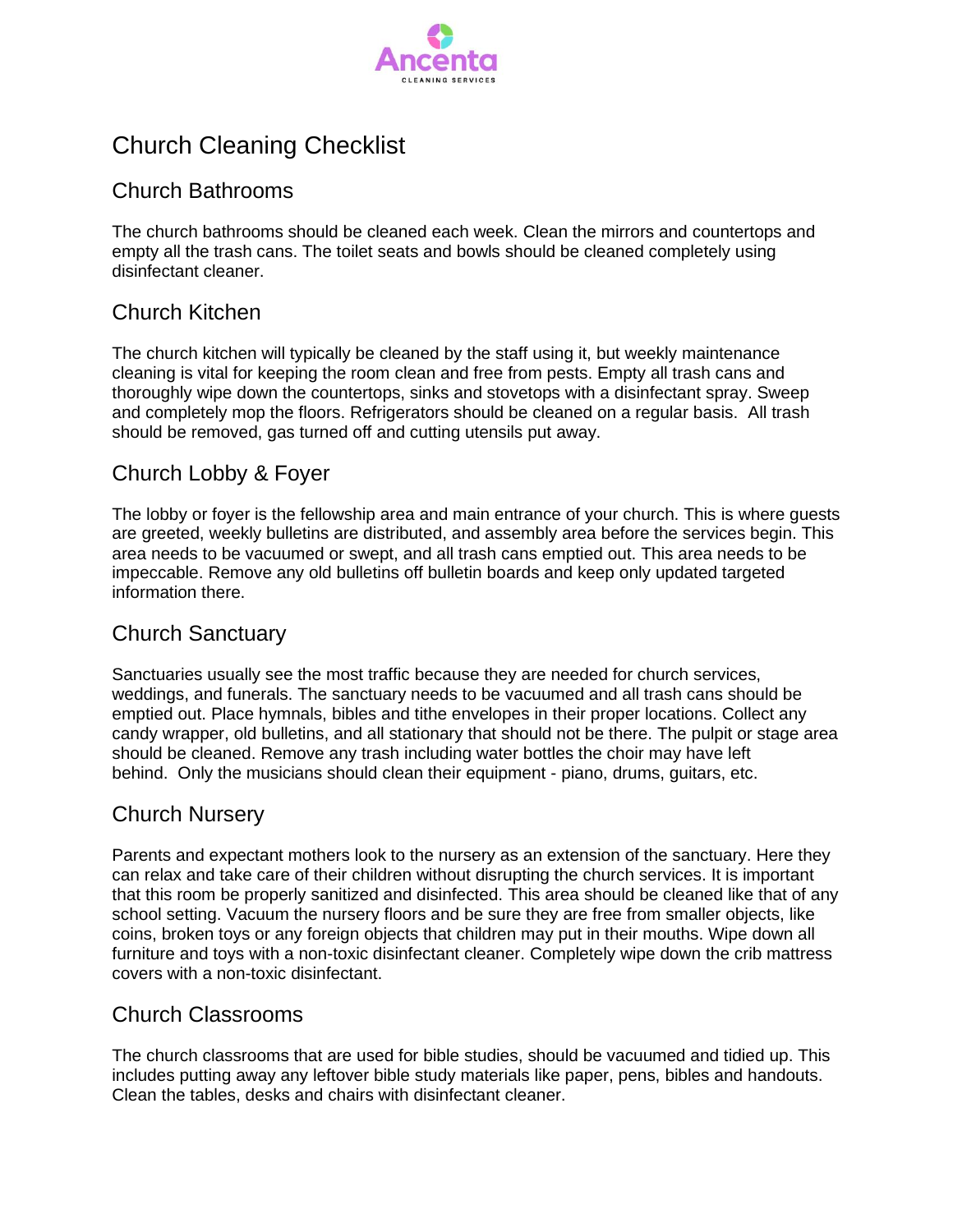Ancenta
CLEANING SERVICES

# Church Cleaning Checklist

## Church Bathrooms

The church bathrooms should be cleaned each week. Clean the mirrors and countertops and empty all the trash cans. The toilet seats and bowls should be cleaned completely using disinfectant cleaner.

## Church Kitchen

The church kitchen will typically be cleaned by the staff using it, but weekly maintenance cleaning is vital for keeping the room clean and free from pests. Empty all trash cans and thoroughly wipe down the countertops, sinks and stovetops with a disinfectant spray. Sweep and completely mop the floors. Refrigerators should be cleaned on a regular basis. All trash should be removed, gas turned off and cutting utensils put away.

## Church Lobby & Foyer

The lobby or foyer is the fellowship area and main entrance of your church. This is where guests are greeted, weekly bulletins are distributed, and assembly area before the services begin. This area needs to be vacuumed or swept, and all trash cans emptied out. This area needs to be impeccable. Remove any old bulletins off bulletin boards and keep only updated targeted information there.

## Church Sanctuary

Sanctuaries usually see the most traffic because they are needed for church services, weddings, and funerals. The sanctuary needs to be vacuumed and all trash cans should be emptied out. Place hymnals, bibles and tithe envelopes in their proper locations. Collect any candy wrapper, old bulletins, and all stationary that should not be there. The pulpit or stage area should be cleaned. Remove any trash including water bottles the choir may have left behind. Only the musicians should clean their equipment - piano, drums, guitars, etc.

## Church Nursery

Parents and expectant mothers look to the nursery as an extension of the sanctuary. Here they can relax and take care of their children without disrupting the church services. It is important that this room be properly sanitized and disinfected. This area should be cleaned like that of any school setting. Vacuum the nursery floors and be sure they are free from smaller objects, like coins, broken toys or any foreign objects that children may put in their mouths. Wipe down all furniture and toys with a non-toxic disinfectant cleaner. Completely wipe down the crib mattress covers with a non-toxic disinfectant.

## Church Classrooms

The church classrooms that are used for bible studies, should be vacuumed and tidied up. This includes putting away any leftover bible study materials like paper, pens, bibles and handouts. Clean the tables, desks and chairs with disinfectant cleaner.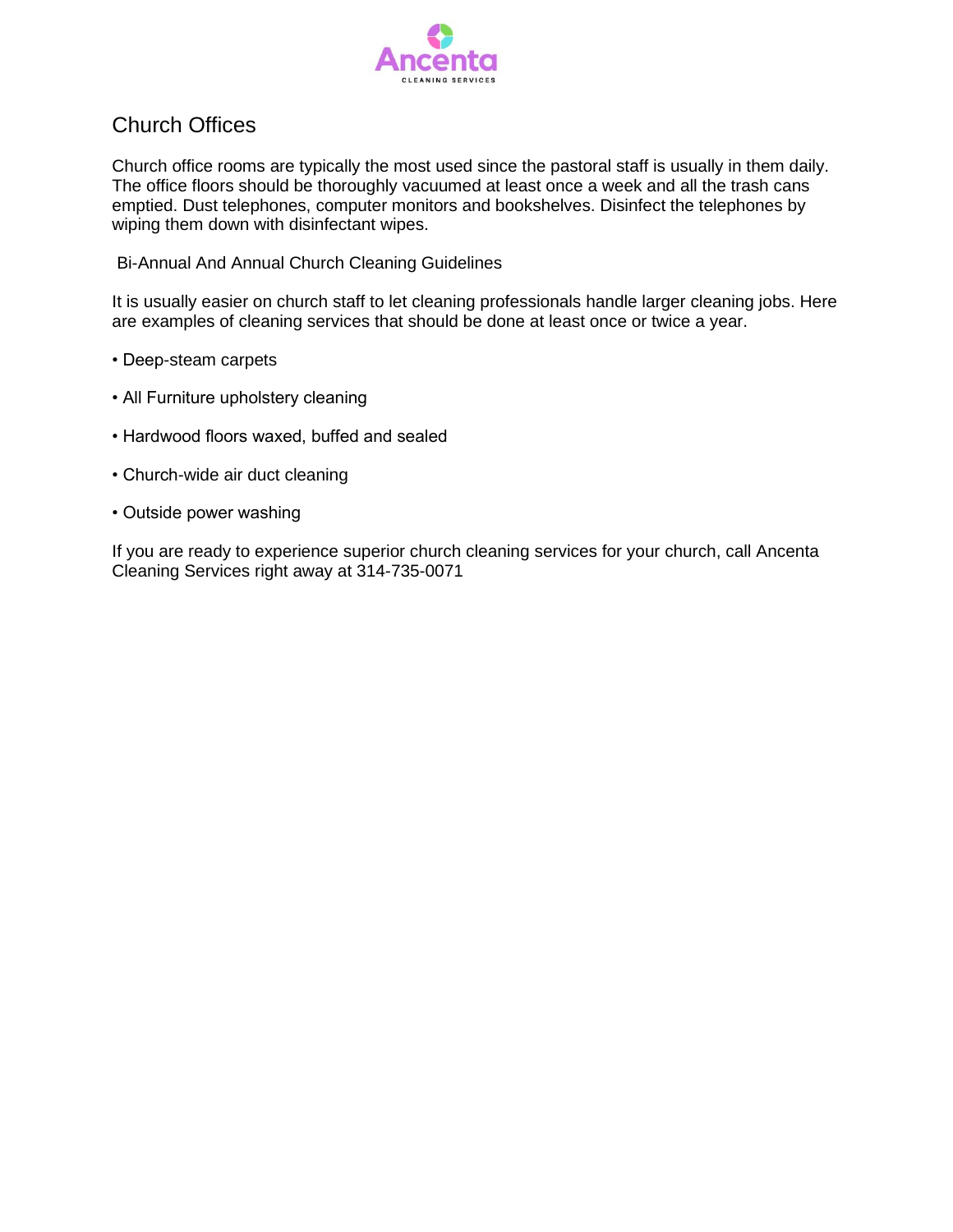## Church Offices

Church office rooms are typically the most used since the pastoral staff is usually in them daily. The office floors should be thoroughly vacuumed at least once a week and all the trash cans emptied. Dust telephones, computer monitors and bookshelves. Disinfect the telephones by wiping them down with disinfectant wipes.

## Bi-Annual And Annual Church Cleaning Guidelines

It is usually easier on church staff to let cleaning professionals handle larger cleaning jobs. Here are examples of cleaning services that should be done at least once or twice a year.

- Deep-steam carpets
- All Furniture upholstery cleaning
- Hardwood floors waxed, buffed and sealed
- Church-wide air duct cleaning
- Outside power washing

If you are ready to experience superior church cleaning services for your church, call Ancenta Cleaning Services right away at 314-735-0071